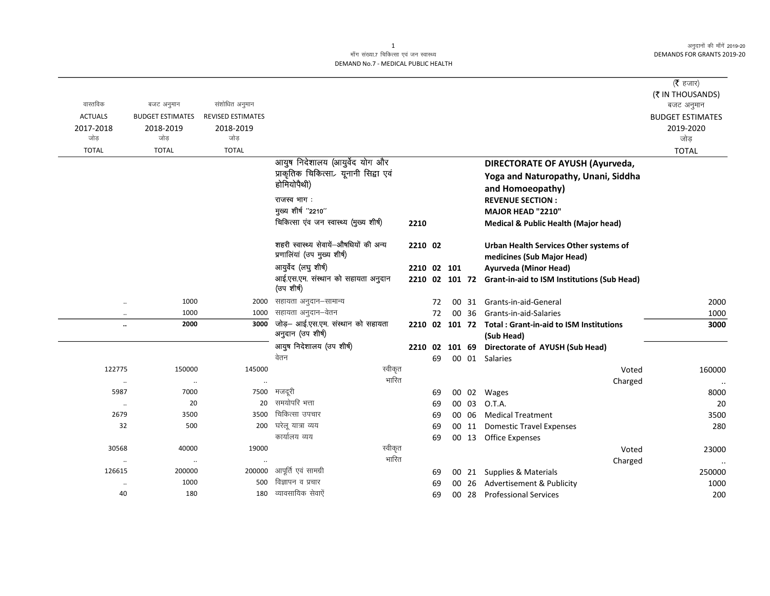माँग संख्या.7 चिकित्सा एवं जन स्वास्थ्य
DEMAND No.7 - MEDICAL PUBLIC HEALTH

| वास्तविक ACTUALS 2017-2018 जोड़ TOTAL | बजट अनुमान BUDGET ESTIMATES 2018-2019 जोड़ TOTAL | संशोधित अनुमान REVISED ESTIMATES 2018-2019 जोड़ TOTAL | | | | (₹ हजार) (₹ IN THOUSANDS) बजट अनुमान BUDGET ESTIMATES 2019-2020 जोड़ TOTAL |
|---|---|---|---|---|---|---|
| | | | आयुष निदेशालय (आयुर्वेद योग और प्राकृतिक चिकित्सा, यूनानी सिद्वा एवं होमियोपैथी) | | **DIRECTORATE OF AYUSH (Ayurveda, Yoga and Naturopathy, Unani, Siddha and Homoeopathy)** | |
| | | | राजस्व भाग : | | **REVENUE SECTION :** | |
| | | | मुख्य शीर्ष ''2210'' | | **MAJOR HEAD "2210"** | |
| | | | चिकित्सा एंव जन स्वास्थ्य (मुख्य शीर्ष) | **2210** | **Medical & Public Health (Major head)** | |
| | | | शहरी स्वास्थ्य सेवायें–औषधियों की अन्य प्रणालियां (उप मुख्य शीर्ष) | **2210 02** | **Urban Health Services Other systems of medicines (Sub Major Head)** | |
| | | | आयुर्वेद (लघु शीर्ष) | **2210 02 101** | **Ayurveda (Minor Head)** | |
| | | | आई.एस.एम. संस्थान को सहायता अनुदान (उप शीर्ष) | **2210 02 101 72** | **Grant-in-aid to ISM Institutions (Sub Head)** | |
| .. | 1000 | 2000 | सहायता अनुदान–सामान्य | 72 00 31 | Grants-in-aid-General | 2000 |
| .. | 1000 | 1000 | सहायता अनुदान–वेतन | 72 00 36 | Grants-in-aid-Salaries | 1000 |
| **..** | **2000** | **3000** | जोड़– आई.एस.एम. संस्थान को सहायता अनुदान (उप शीर्ष) | **2210 02 101 72** | **Total : Grant-in-aid to ISM Institutions (Sub Head)** | **3000** |
| | | | आयुष निदेशालय (उप शीर्ष) | **2210 02 101 69** | **Directorate of AYUSH (Sub Head)** | |
| | | | वेतन | 69 00 01 | Salaries | |
| 122775 | 150000 | 145000 | स्वीकृत | | Voted | 160000 |
| .. | .. | .. | भारित | | Charged | .. |
| 5987 | 7000 | 7500 | मजदूरी | 69 00 02 | Wages | 8000 |
| .. | 20 | 20 | समयोपरि भत्ता | 69 00 03 | O.T.A. | 20 |
| 2679 | 3500 | 3500 | चिकित्सा उपचार | 69 00 06 | Medical Treatment | 3500 |
| 32 | 500 | 200 | घरेलू यात्रा व्यय | 69 00 11 | Domestic Travel Expenses | 280 |
| | | | कार्यालय व्यय | 69 00 13 | Office Expenses | |
| 30568 | 40000 | 19000 | स्वीकृत | | Voted | 23000 |
| .. | .. | .. | भारित | | Charged | .. |
| 126615 | 200000 | 200000 | आपूर्ति एवं सामग्री | 69 00 21 | Supplies & Materials | 250000 |
| .. | 1000 | 500 | विज्ञापन व प्रचार | 69 00 26 | Advertisement & Publicity | 1000 |
| 40 | 180 | 180 | व्यावसायिक सेवाऐं | 69 00 28 | Professional Services | 200 |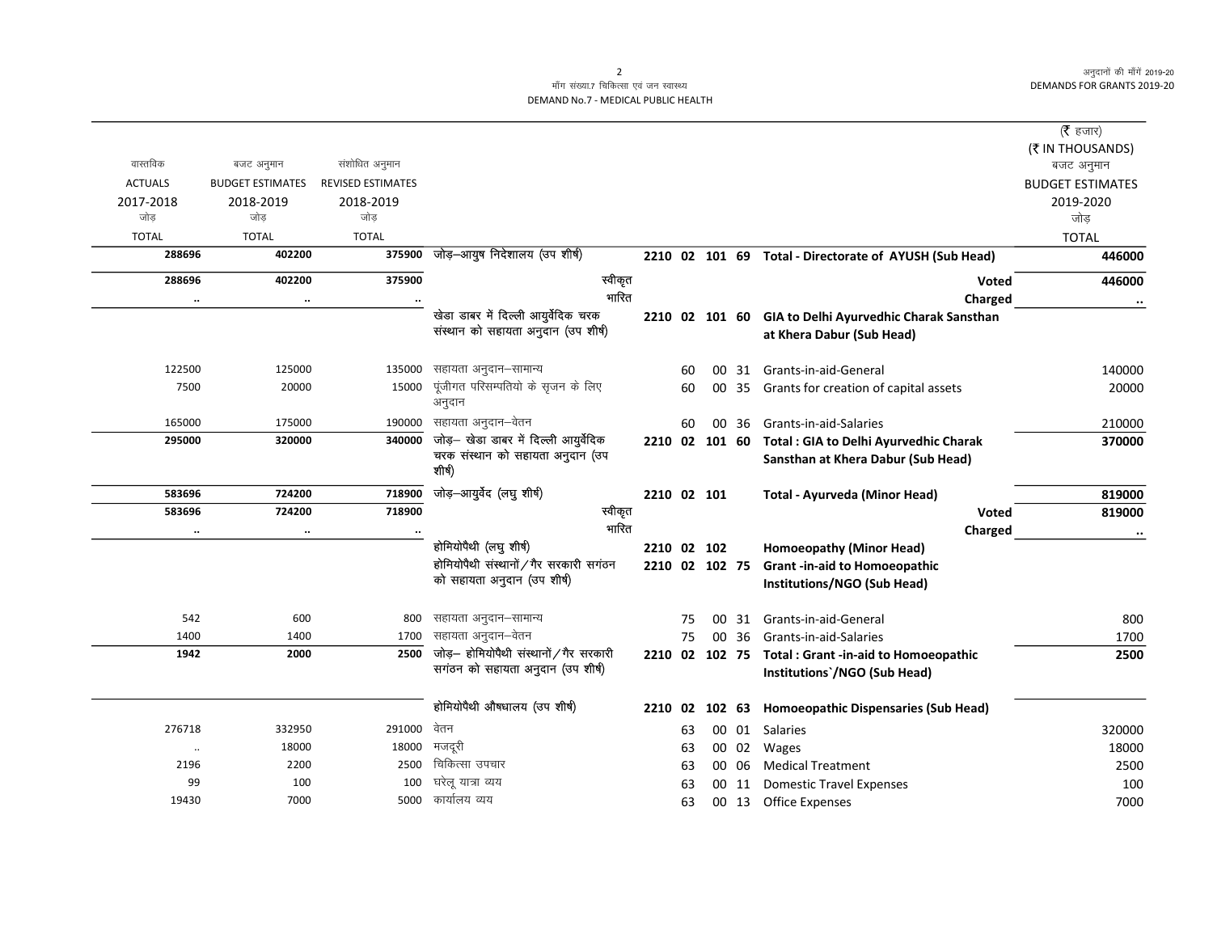| वास्तविक ACTUALS 2017-2018 जोड़ TOTAL | बजट अनुमान BUDGET ESTIMATES 2018-2019 जोड़ TOTAL | संशोधित अनुमान REVISED ESTIMATES 2018-2019 जोड़ TOTAL | | | | | | | (₹ हजार) (₹ IN THOUSANDS) बजट अनुमान BUDGET ESTIMATES 2019-2020 जोड़ TOTAL |
|---|---|---|---|---|---|---|---|---|---|
| **288696** | **402200** | **375900** | जोड़–आयुष निदेशालय (उप शीर्ष) | **2210** | **02** | **101** | **69** | **Total - Directorate of AYUSH (Sub Head)** | **446000** |
| **288696** | **402200** | **375900** | स्वीकृत | | | | | **Voted** | **446000** |
| .. | .. | .. | भारित | | | | | **Charged** | .. |
| | | | खेडा डाबर में दिल्ली आयुर्वेदिक चरक संस्थान को सहायता अनुदान (उप शीर्ष) | **2210** | **02** | **101** | **60** | **GIA to Delhi Ayurvedhic Charak Sansthan at Khera Dabur (Sub Head)** | |
| 122500 | 125000 | 135000 | सहायता अनुदान–सामान्य | | 60 | 00 | 31 | Grants-in-aid-General | 140000 |
| 7500 | 20000 | 15000 | पूंजीगत परिसम्पतियो के सृजन के लिए अनुदान | | 60 | 00 | 35 | Grants for creation of capital assets | 20000 |
| 165000 | 175000 | 190000 | सहायता अनुदान–वेतन | | 60 | 00 | 36 | Grants-in-aid-Salaries | 210000 |
| **295000** | **320000** | **340000** | जोड़– खेडा डाबर में दिल्ली आयुर्वेदिक चरक संस्थान को सहायता अनुदान (उप शीर्ष) | **2210** | **02** | **101** | **60** | **Total : GIA to Delhi Ayurvedhic Charak Sansthan at Khera Dabur (Sub Head)** | **370000** |
| **583696** | **724200** | **718900** | जोड़–आयुर्वेद (लघु शीर्ष) | **2210** | **02** | **101** | | **Total - Ayurveda (Minor Head)** | **819000** |
| **583696** | **724200** | **718900** | स्वीकृत | | | | | **Voted** | **819000** |
| .. | .. | .. | भारित | | | | | **Charged** | .. |
| | | | होमियोपैथी (लघु शीर्ष) | **2210** | **02** | **102** | | **Homoeopathy (Minor Head)** | |
| | | | होमियोपैथी संस्थानों/गैर सरकारी सगंठन को सहायता अनुदान (उप शीर्ष) | **2210** | **02** | **102** | **75** | **Grant -in-aid to Homoeopathic Institutions/NGO (Sub Head)** | |
| 542 | 600 | 800 | सहायता अनुदान–सामान्य | | 75 | 00 | 31 | Grants-in-aid-General | 800 |
| 1400 | 1400 | 1700 | सहायता अनुदान–वेतन | | 75 | 00 | 36 | Grants-in-aid-Salaries | 1700 |
| **1942** | **2000** | **2500** | जोड़– होमियोपैथी संस्थानों/गैर सरकारी सगंठन को सहायता अनुदान (उप शीर्ष) | **2210** | **02** | **102** | **75** | **Total : Grant -in-aid to Homoeopathic Institutions`/NGO (Sub Head)** | **2500** |
| | | | होमियोपैथी औषधालय (उप शीर्ष) | **2210** | **02** | **102** | **63** | **Homoeopathic Dispensaries (Sub Head)** | |
| 276718 | 332950 | 291000 | वेतन | | 63 | 00 | 01 | Salaries | 320000 |
| .. | 18000 | 18000 | मजदूरी | | 63 | 00 | 02 | Wages | 18000 |
| 2196 | 2200 | 2500 | चिकित्सा उपचार | | 63 | 00 | 06 | Medical Treatment | 2500 |
| 99 | 100 | 100 | घरेलू यात्रा व्यय | | 63 | 00 | 11 | Domestic Travel Expenses | 100 |
| 19430 | 7000 | 5000 | कार्यालय व्यय | | 63 | 00 | 13 | Office Expenses | 7000 |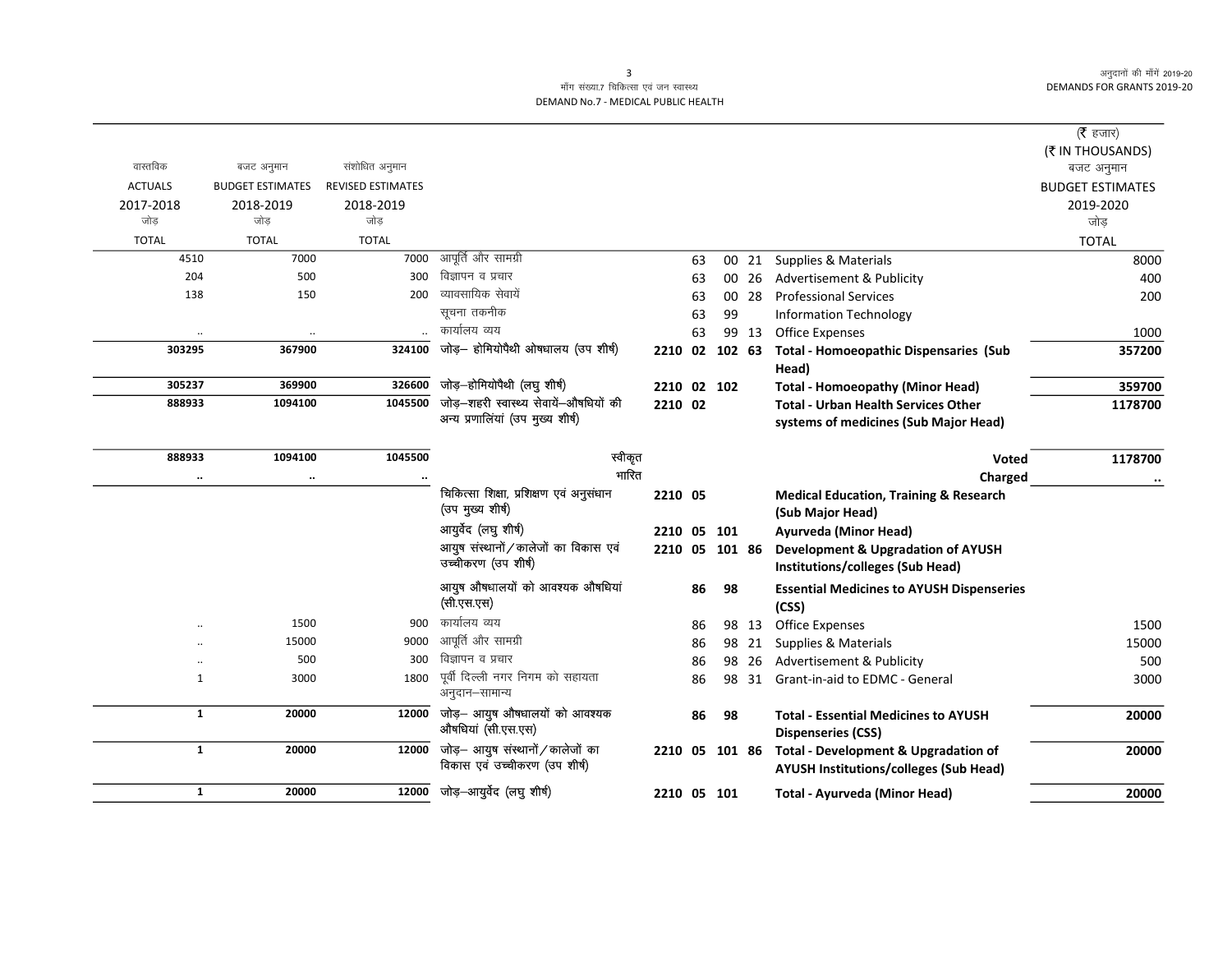मॉंग संख्या.7 चिकित्सा एवं जन स्वास्थ्य

DEMAND No.7 - MEDICAL PUBLIC HEALTH

(₹ हजार)
(₹ IN THOUSANDS)

| वास्तविक ACTUALS 2017-2018 जोड़ TOTAL | बजट अनुमान BUDGET ESTIMATES 2018-2019 जोड़ TOTAL | संशोधित अनुमान REVISED ESTIMATES 2018-2019 जोड़ TOTAL | | | | | | | बजट अनुमान BUDGET ESTIMATES 2019-2020 जोड़ TOTAL |
|---|---|---|---|---|---|---|---|---|---|
| 4510 | 7000 | 7000 | आपूर्ति और सामग्री | | 63 | 00 | 21 | Supplies & Materials | 8000 |
| 204 | 500 | 300 | विज्ञापन व प्रचार | | 63 | 00 | 26 | Advertisement & Publicity | 400 |
| 138 | 150 | 200 | व्यावसायिक सेवायें | | 63 | 00 | 28 | Professional Services | 200 |
| | | | सूचना तकनीक | | 63 | 99 | | Information Technology | |
| .. | .. | .. | कार्यालय व्यय | | 63 | 99 | 13 | Office Expenses | 1000 |
| **303295** | **367900** | **324100** | **जोड़– होमियोपैथी ओषधालय (उप शीर्ष)** | **2210** | **02** | **102** | **63** | **Total - Homoeopathic Dispensaries (Sub Head)** | **357200** |
| **305237** | **369900** | **326600** | **जोड़–होमियोपैथी (लघु शीर्ष)** | **2210** | **02** | **102** | | **Total - Homoeopathy (Minor Head)** | **359700** |
| **888933** | **1094100** | **1045500** | **जोड़–शहरी स्वास्थ्य सेवायें–औषधियों की अन्य प्रणालियां (उप मुख्य शीर्ष)** | **2210** | **02** | | | **Total - Urban Health Services Other systems of medicines (Sub Major Head)** | **1178700** |
| **888933** | **1094100** | **1045500** | **स्वीकृत** | | | | | **Voted** | **1178700** |
| **..** | **..** | **..** | **भारित** | | | | | **Charged** | **..** |
| | | | **चिकित्सा शिक्षा, प्रशिक्षण एवं अनुसंधान (उप मुख्य शीर्ष)** | **2210** | **05** | | | **Medical Education, Training & Research (Sub Major Head)** | |
| | | | **आयुर्वेद (लघु शीर्ष)** | **2210** | **05** | **101** | | **Ayurveda (Minor Head)** | |
| | | | **आयुष संस्थानों/कालेजों का विकास एवं उच्चीकरण (उप शीर्ष)** | **2210** | **05** | **101** | **86** | **Development & Upgradation of AYUSH Institutions/colleges (Sub Head)** | |
| | | | **आयुष औषधालयों को आवश्यक औषधियां (सी.एस.एस)** | | **86** | **98** | | **Essential Medicines to AYUSH Dispenseries (CSS)** | |
| .. | 1500 | 900 | कार्यालय व्यय | | 86 | 98 | 13 | Office Expenses | 1500 |
| .. | 15000 | 9000 | आपूर्ति और सामग्री | | 86 | 98 | 21 | Supplies & Materials | 15000 |
| .. | 500 | 300 | विज्ञापन व प्रचार | | 86 | 98 | 26 | Advertisement & Publicity | 500 |
| 1 | 3000 | 1800 | पूर्वी दिल्ली नगर निगम को सहायता अनुदान–सामान्य | | 86 | 98 | 31 | Grant-in-aid to EDMC - General | 3000 |
| **1** | **20000** | **12000** | **जोड़– आयुष औषधालयों को आवश्यक औषधियां (सी.एस.एस)** | | **86** | **98** | | **Total - Essential Medicines to AYUSH Dispenseries (CSS)** | **20000** |
| **1** | **20000** | **12000** | **जोड़– आयुष संस्थानों/कालेजों का विकास एवं उच्चीकरण (उप शीर्ष)** | **2210** | **05** | **101** | **86** | **Total - Development & Upgradation of AYUSH Institutions/colleges (Sub Head)** | **20000** |
| **1** | **20000** | **12000** | **जोड़–आयुर्वेद (लघु शीर्ष)** | **2210** | **05** | **101** | | **Total - Ayurveda (Minor Head)** | **20000** |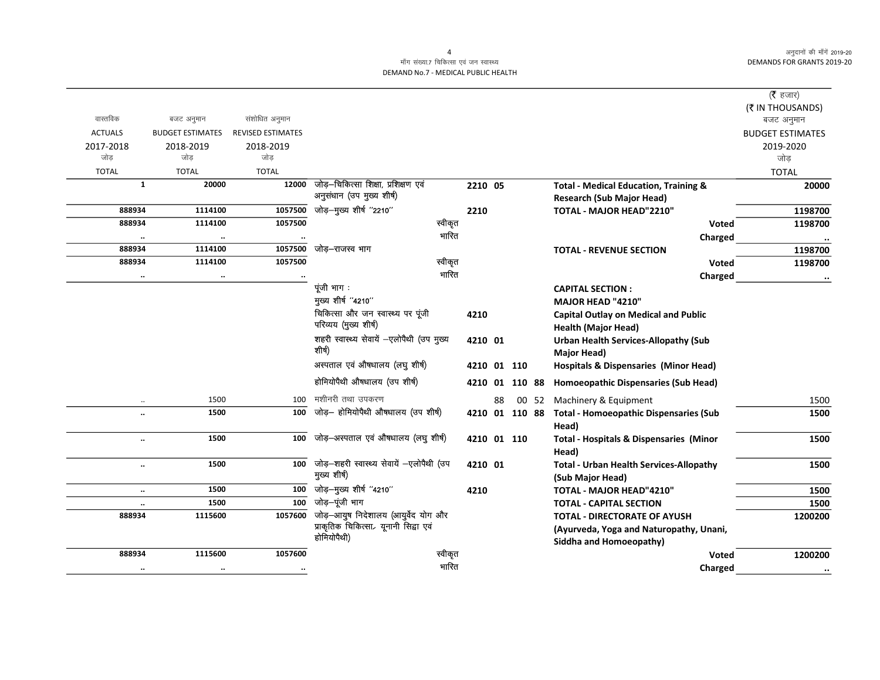माँग संख्या.7 चिकित्सा एवं जन स्वास्थ्य

DEMAND No.7 - MEDICAL PUBLIC HEALTH

(₹ हजार)
(₹ IN THOUSANDS)

| वास्तविक ACTUALS 2017-2018 जोड़ TOTAL | बजट अनुमान BUDGET ESTIMATES 2018-2019 जोड़ TOTAL | संशोधित अनुमान REVISED ESTIMATES 2018-2019 जोड़ TOTAL | | | | | | | बजट अनुमान BUDGET ESTIMATES 2019-2020 जोड़ TOTAL |
|---|---|---|---|---|---|---|---|---|---|
| 1 | 20000 | 12000 | जोड़–चिकित्सा शिक्षा, प्रशिक्षण एवं अनुसंधान (उप मुख्य शीर्ष) | 2210 | 05 | | | **Total - Medical Education, Training & Research (Sub Major Head)** | 20000 |
| 888934 | 1114100 | 1057500 | जोड़–मुख्य शीर्ष "2210" | 2210 | | | | **TOTAL - MAJOR HEAD"2210"** | 1198700 |
| 888934 | 1114100 | 1057500 | स्वीकृत | | | | | **Voted** | 1198700 |
| .. | .. | .. | भारित | | | | | **Charged** | .. |
| 888934 | 1114100 | 1057500 | जोड़–राजस्व भाग | | | | | **TOTAL - REVENUE SECTION** | 1198700 |
| 888934 | 1114100 | 1057500 | स्वीकृत | | | | | **Voted** | 1198700 |
| .. | .. | .. | भारित | | | | | **Charged** | .. |
| | | | पूंजी भाग : | | | | | **CAPITAL SECTION :** | |
| | | | मुख्य शीर्ष "4210" | | | | | **MAJOR HEAD "4210"** | |
| | | | चिकित्सा और जन स्वास्थ्य पर पूंजी परिव्यय (मुख्य शीर्ष) | 4210 | | | | **Capital Outlay on Medical and Public Health (Major Head)** | |
| | | | शहरी स्वास्थ्य सेवायें –एलोपैथी (उप मुख्य शीर्ष) | 4210 | 01 | | | **Urban Health Services-Allopathy (Sub Major Head)** | |
| | | | अस्पताल एवं औषधालय (लघु शीर्ष) | 4210 | 01 | 110 | | **Hospitals & Dispensaries (Minor Head)** | |
| | | | होमियोपैथी औषधालय (उप शीर्ष) | 4210 | 01 | 110 | 88 | **Homoeopathic Dispensaries (Sub Head)** | |
| .. | 1500 | 100 | मशीनरी तथा उपकरण | | 88 | 00 | 52 | Machinery & Equipment | 1500 |
| .. | 1500 | 100 | जोड़– होमियोपैथी औषधालय (उप शीर्ष) | 4210 | 01 | 110 | 88 | **Total - Homoeopathic Dispensaries (Sub Head)** | 1500 |
| .. | 1500 | 100 | जोड़–अस्पताल एवं औषधालय (लघु शीर्ष) | 4210 | 01 | 110 | | **Total - Hospitals & Dispensaries (Minor Head)** | 1500 |
| .. | 1500 | 100 | जोड़–शहरी स्वास्थ्य सेवायें –एलोपैथी (उप मुख्य शीर्ष) | 4210 | 01 | | | **Total - Urban Health Services-Allopathy (Sub Major Head)** | 1500 |
| .. | 1500 | 100 | जोड़–मुख्य शीर्ष "4210" | 4210 | | | | **TOTAL - MAJOR HEAD"4210"** | 1500 |
| .. | 1500 | 100 | जोड़–पूंजी भाग | | | | | **TOTAL - CAPITAL SECTION** | 1500 |
| 888934 | 1115600 | 1057600 | जोड़–आयुष निदेशालय (आयुर्वेद योग और प्राकृतिक चिकित्सा, यूनानी सिद्वा एवं होमियोपैथी) | | | | | **TOTAL - DIRECTORATE OF AYUSH (Ayurveda, Yoga and Naturopathy, Unani, Siddha and Homoeopathy)** | 1200200 |
| 888934 | 1115600 | 1057600 | स्वीकृत | | | | | **Voted** | 1200200 |
| .. | .. | .. | भारित | | | | | **Charged** | .. |